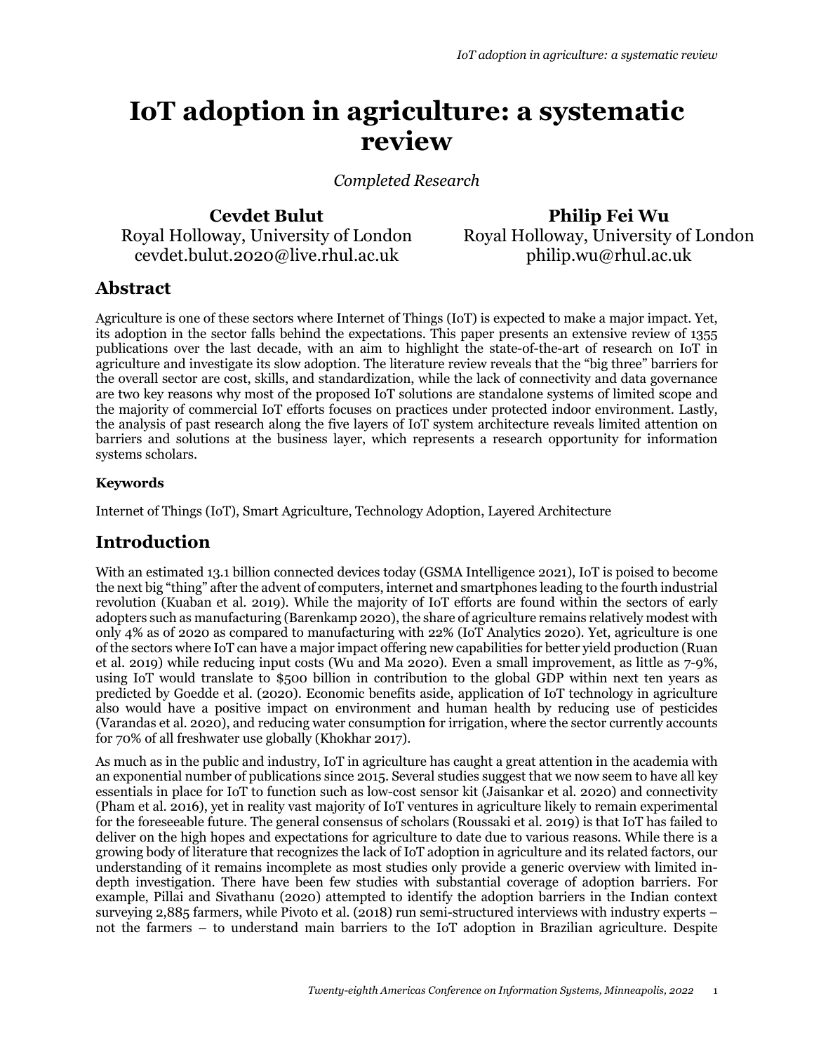# IoT adoption in agriculture: a systematic review

*Completed Research*

**Cevdet Bulut**
Royal Holloway, University of London
cevdet.bulut.2020@live.rhul.ac.uk

**Philip Fei Wu**
Royal Holloway, University of London
philip.wu@rhul.ac.uk

## Abstract

Agriculture is one of these sectors where Internet of Things (IoT) is expected to make a major impact. Yet, its adoption in the sector falls behind the expectations. This paper presents an extensive review of 1355 publications over the last decade, with an aim to highlight the state-of-the-art of research on IoT in agriculture and investigate its slow adoption. The literature review reveals that the "big three" barriers for the overall sector are cost, skills, and standardization, while the lack of connectivity and data governance are two key reasons why most of the proposed IoT solutions are standalone systems of limited scope and the majority of commercial IoT efforts focuses on practices under protected indoor environment. Lastly, the analysis of past research along the five layers of IoT system architecture reveals limited attention on barriers and solutions at the business layer, which represents a research opportunity for information systems scholars.

### Keywords

Internet of Things (IoT), Smart Agriculture, Technology Adoption, Layered Architecture

## Introduction

With an estimated 13.1 billion connected devices today (GSMA Intelligence 2021), IoT is poised to become the next big "thing" after the advent of computers, internet and smartphones leading to the fourth industrial revolution (Kuaban et al. 2019). While the majority of IoT efforts are found within the sectors of early adopters such as manufacturing (Barenkamp 2020), the share of agriculture remains relatively modest with only 4% as of 2020 as compared to manufacturing with 22% (IoT Analytics 2020). Yet, agriculture is one of the sectors where IoT can have a major impact offering new capabilities for better yield production (Ruan et al. 2019) while reducing input costs (Wu and Ma 2020). Even a small improvement, as little as 7-9%, using IoT would translate to $500 billion in contribution to the global GDP within next ten years as predicted by Goedde et al. (2020). Economic benefits aside, application of IoT technology in agriculture also would have a positive impact on environment and human health by reducing use of pesticides (Varandas et al. 2020), and reducing water consumption for irrigation, where the sector currently accounts for 70% of all freshwater use globally (Khokhar 2017).

As much as in the public and industry, IoT in agriculture has caught a great attention in the academia with an exponential number of publications since 2015. Several studies suggest that we now seem to have all key essentials in place for IoT to function such as low-cost sensor kit (Jaisankar et al. 2020) and connectivity (Pham et al. 2016), yet in reality vast majority of IoT ventures in agriculture likely to remain experimental for the foreseeable future. The general consensus of scholars (Roussaki et al. 2019) is that IoT has failed to deliver on the high hopes and expectations for agriculture to date due to various reasons. While there is a growing body of literature that recognizes the lack of IoT adoption in agriculture and its related factors, our understanding of it remains incomplete as most studies only provide a generic overview with limited in-depth investigation. There have been few studies with substantial coverage of adoption barriers. For example, Pillai and Sivathanu (2020) attempted to identify the adoption barriers in the Indian context surveying 2,885 farmers, while Pivoto et al. (2018) run semi-structured interviews with industry experts – not the farmers – to understand main barriers to the IoT adoption in Brazilian agriculture. Despite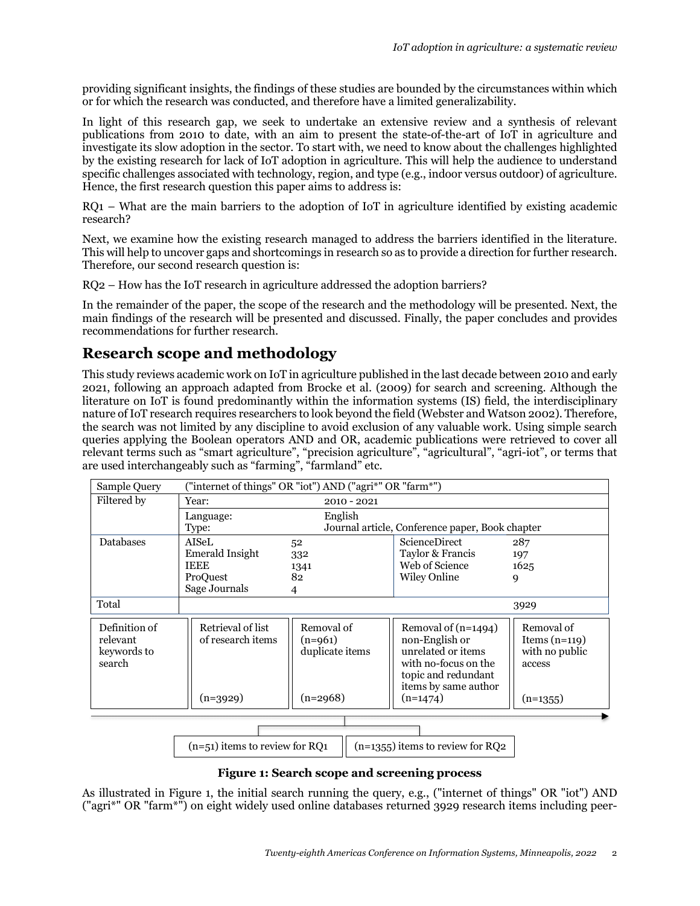providing significant insights, the findings of these studies are bounded by the circumstances within which or for which the research was conducted, and therefore have a limited generalizability.

In light of this research gap, we seek to undertake an extensive review and a synthesis of relevant publications from 2010 to date, with an aim to present the state-of-the-art of IoT in agriculture and investigate its slow adoption in the sector. To start with, we need to know about the challenges highlighted by the existing research for lack of IoT adoption in agriculture. This will help the audience to understand specific challenges associated with technology, region, and type (e.g., indoor versus outdoor) of agriculture. Hence, the first research question this paper aims to address is:

RQ1 – What are the main barriers to the adoption of IoT in agriculture identified by existing academic research?

Next, we examine how the existing research managed to address the barriers identified in the literature. This will help to uncover gaps and shortcomings in research so as to provide a direction for further research. Therefore, our second research question is:

RQ2 – How has the IoT research in agriculture addressed the adoption barriers?

In the remainder of the paper, the scope of the research and the methodology will be presented. Next, the main findings of the research will be presented and discussed. Finally, the paper concludes and provides recommendations for further research.

## Research scope and methodology

This study reviews academic work on IoT in agriculture published in the last decade between 2010 and early 2021, following an approach adapted from Brocke et al. (2009) for search and screening. Although the literature on IoT is found predominantly within the information systems (IS) field, the interdisciplinary nature of IoT research requires researchers to look beyond the field (Webster and Watson 2002). Therefore, the search was not limited by any discipline to avoid exclusion of any valuable work. Using simple search queries applying the Boolean operators AND and OR, academic publications were retrieved to cover all relevant terms such as "smart agriculture", "precision agriculture", "agricultural", "agri-iot", or terms that are used interchangeably such as "farming", "farmland" etc.

| Sample Query | ("internet of things" OR "iot") AND ("agri*" OR "farm*") | | | |
|---|---|---|---|---|
| Filtered by | Year: | 2010 - 2021 | | |
| | Language: | English | | |
| | Type: | Journal article, Conference paper, Book chapter | | |
| Databases | AISeL | 52 | ScienceDirect | 287 |
| | Emerald Insight | 332 | Taylor & Francis | 197 |
| | IEEE | 1341 | Web of Science | 1625 |
| | ProQuest | 82 | Wiley Online | 9 |
| | Sage Journals | 4 | | |
| Total | | | | 3929 |

| Definition of relevant keywords to search | Retrieval of list of research items | Removal of (n=961) duplicate items | Removal of (n=1494) non-English or unrelated or items with no-focus on the topic and redundant items by same author | Removal of Items (n=119) with no public access |
|---|---|---|---|---|
| | (n=3929) | (n=2968) | (n=1474) | (n=1355) |

(n=51) items to review for RQ1 | (n=1355) items to review for RQ2

**Figure 1: Search scope and screening process**

As illustrated in Figure 1, the initial search running the query, e.g., ("internet of things" OR "iot") AND ("agri*" OR "farm*") on eight widely used online databases returned 3929 research items including peer-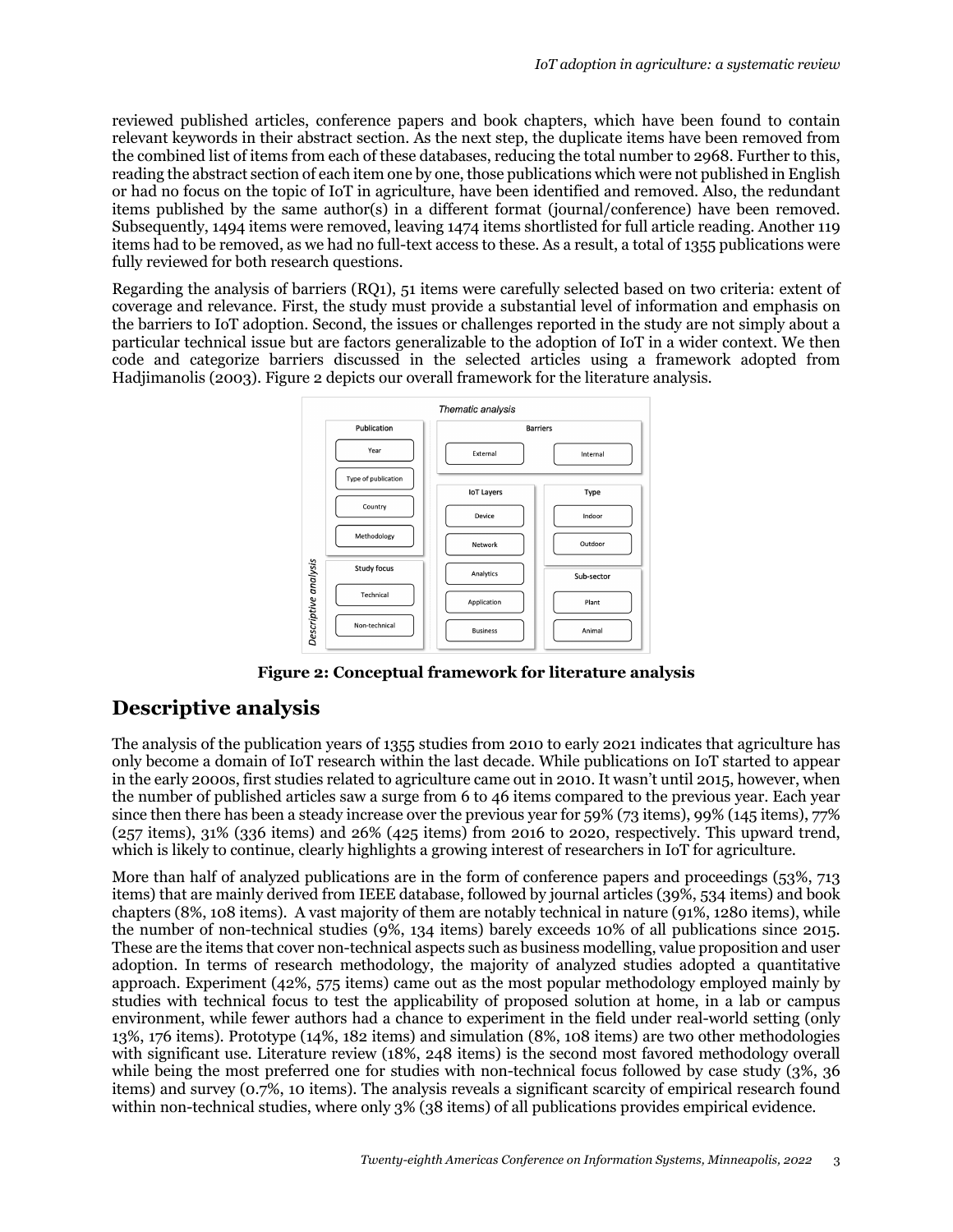reviewed published articles, conference papers and book chapters, which have been found to contain relevant keywords in their abstract section. As the next step, the duplicate items have been removed from the combined list of items from each of these databases, reducing the total number to 2968. Further to this, reading the abstract section of each item one by one, those publications which were not published in English or had no focus on the topic of IoT in agriculture, have been identified and removed. Also, the redundant items published by the same author(s) in a different format (journal/conference) have been removed. Subsequently, 1494 items were removed, leaving 1474 items shortlisted for full article reading. Another 119 items had to be removed, as we had no full-text access to these. As a result, a total of 1355 publications were fully reviewed for both research questions.

Regarding the analysis of barriers (RQ1), 51 items were carefully selected based on two criteria: extent of coverage and relevance. First, the study must provide a substantial level of information and emphasis on the barriers to IoT adoption. Second, the issues or challenges reported in the study are not simply about a particular technical issue but are factors generalizable to the adoption of IoT in a wider context. We then code and categorize barriers discussed in the selected articles using a framework adopted from Hadjimanolis (2003). Figure 2 depicts our overall framework for the literature analysis.

**Figure 2: Conceptual framework for literature analysis**

## Descriptive analysis

The analysis of the publication years of 1355 studies from 2010 to early 2021 indicates that agriculture has only become a domain of IoT research within the last decade. While publications on IoT started to appear in the early 2000s, first studies related to agriculture came out in 2010. It wasn't until 2015, however, when the number of published articles saw a surge from 6 to 46 items compared to the previous year. Each year since then there has been a steady increase over the previous year for 59% (73 items), 99% (145 items), 77% (257 items), 31% (336 items) and 26% (425 items) from 2016 to 2020, respectively. This upward trend, which is likely to continue, clearly highlights a growing interest of researchers in IoT for agriculture.

More than half of analyzed publications are in the form of conference papers and proceedings (53%, 713 items) that are mainly derived from IEEE database, followed by journal articles (39%, 534 items) and book chapters (8%, 108 items). A vast majority of them are notably technical in nature (91%, 1280 items), while the number of non-technical studies (9%, 134 items) barely exceeds 10% of all publications since 2015. These are the items that cover non-technical aspects such as business modelling, value proposition and user adoption. In terms of research methodology, the majority of analyzed studies adopted a quantitative approach. Experiment (42%, 575 items) came out as the most popular methodology employed mainly by studies with technical focus to test the applicability of proposed solution at home, in a lab or campus environment, while fewer authors had a chance to experiment in the field under real-world setting (only 13%, 176 items). Prototype (14%, 182 items) and simulation (8%, 108 items) are two other methodologies with significant use. Literature review (18%, 248 items) is the second most favored methodology overall while being the most preferred one for studies with non-technical focus followed by case study (3%, 36 items) and survey (0.7%, 10 items). The analysis reveals a significant scarcity of empirical research found within non-technical studies, where only 3% (38 items) of all publications provides empirical evidence.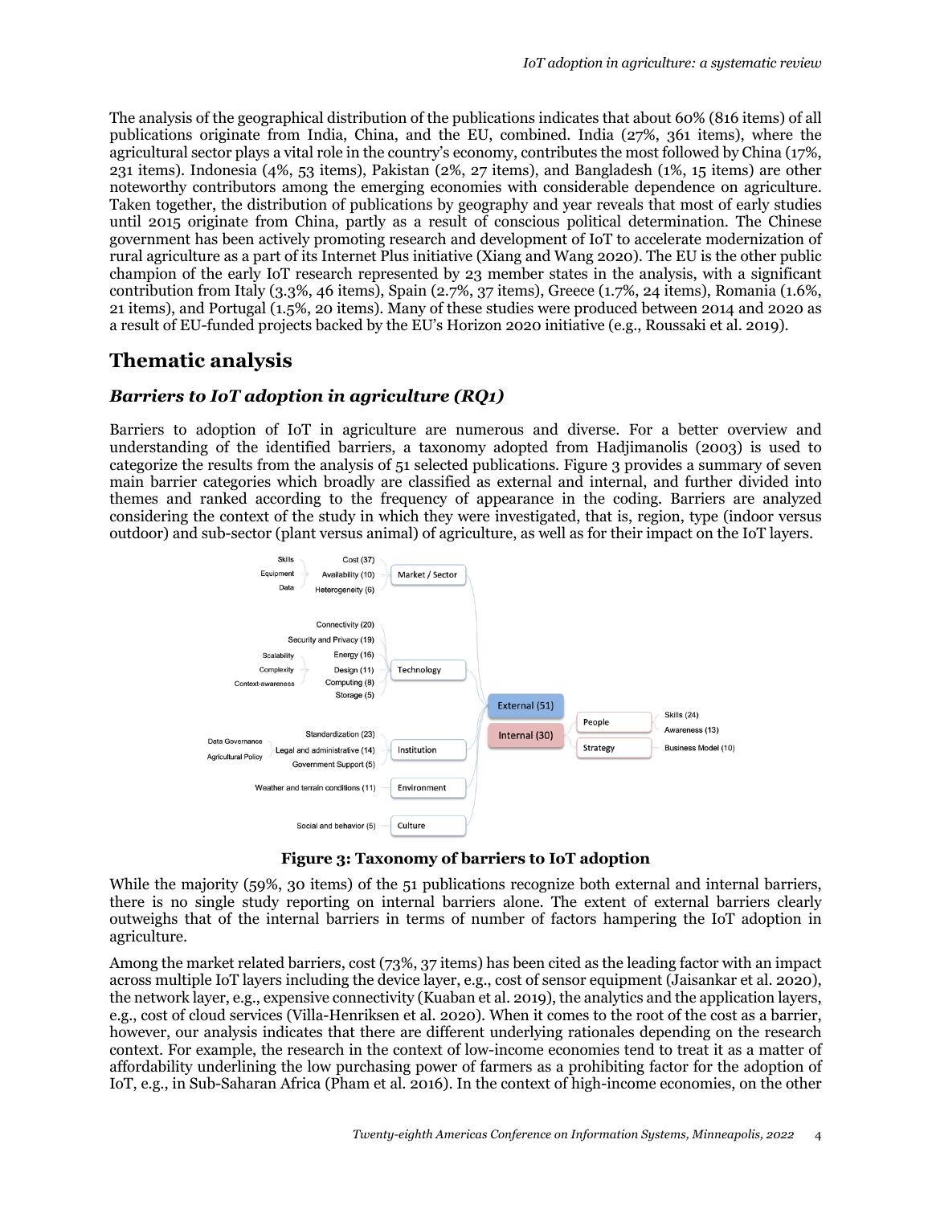The analysis of the geographical distribution of the publications indicates that about 60% (816 items) of all publications originate from India, China, and the EU, combined. India (27%, 361 items), where the agricultural sector plays a vital role in the country's economy, contributes the most followed by China (17%, 231 items). Indonesia (4%, 53 items), Pakistan (2%, 27 items), and Bangladesh (1%, 15 items) are other noteworthy contributors among the emerging economies with considerable dependence on agriculture. Taken together, the distribution of publications by geography and year reveals that most of early studies until 2015 originate from China, partly as a result of conscious political determination. The Chinese government has been actively promoting research and development of IoT to accelerate modernization of rural agriculture as a part of its Internet Plus initiative (Xiang and Wang 2020). The EU is the other public champion of the early IoT research represented by 23 member states in the analysis, with a significant contribution from Italy (3.3%, 46 items), Spain (2.7%, 37 items), Greece (1.7%, 24 items), Romania (1.6%, 21 items), and Portugal (1.5%, 20 items). Many of these studies were produced between 2014 and 2020 as a result of EU-funded projects backed by the EU's Horizon 2020 initiative (e.g., Roussaki et al. 2019).

## Thematic analysis

### *Barriers to IoT adoption in agriculture (RQ1)*

Barriers to adoption of IoT in agriculture are numerous and diverse. For a better overview and understanding of the identified barriers, a taxonomy adopted from Hadjimanolis (2003) is used to categorize the results from the analysis of 51 selected publications. Figure 3 provides a summary of seven main barrier categories which broadly are classified as external and internal, and further divided into themes and ranked according to the frequency of appearance in the coding. Barriers are analyzed considering the context of the study in which they were investigated, that is, region, type (indoor versus outdoor) and sub-sector (plant versus animal) of agriculture, as well as for their impact on the IoT layers.

- External (51)
  - Market / Sector
    - Cost (37): Skills, Equipment, Data
    - Availability (10)
    - Heterogeneity (6)
  - Technology
    - Connectivity (20)
    - Security and Privacy (19)
    - Energy (16)
    - Design (11): Scalability, Complexity, Context-awareness
    - Computing (8)
    - Storage (5)
  - Institution
    - Standardization (23)
    - Legal and administrative (14): Data Governance, Agricultural Policy
    - Government Support (5)
  - Environment
    - Weather and terrain conditions (11)
  - Culture
    - Social and behavior (5)
- Internal (30)
  - People
    - Skills (24)
    - Awareness (13)
  - Strategy
    - Business Model (10)

**Figure 3: Taxonomy of barriers to IoT adoption**

While the majority (59%, 30 items) of the 51 publications recognize both external and internal barriers, there is no single study reporting on internal barriers alone. The extent of external barriers clearly outweighs that of the internal barriers in terms of number of factors hampering the IoT adoption in agriculture.

Among the market related barriers, cost (73%, 37 items) has been cited as the leading factor with an impact across multiple IoT layers including the device layer, e.g., cost of sensor equipment (Jaisankar et al. 2020), the network layer, e.g., expensive connectivity (Kuaban et al. 2019), the analytics and the application layers, e.g., cost of cloud services (Villa-Henriksen et al. 2020). When it comes to the root of the cost as a barrier, however, our analysis indicates that there are different underlying rationales depending on the research context. For example, the research in the context of low-income economies tend to treat it as a matter of affordability underlining the low purchasing power of farmers as a prohibiting factor for the adoption of IoT, e.g., in Sub-Saharan Africa (Pham et al. 2016). In the context of high-income economies, on the other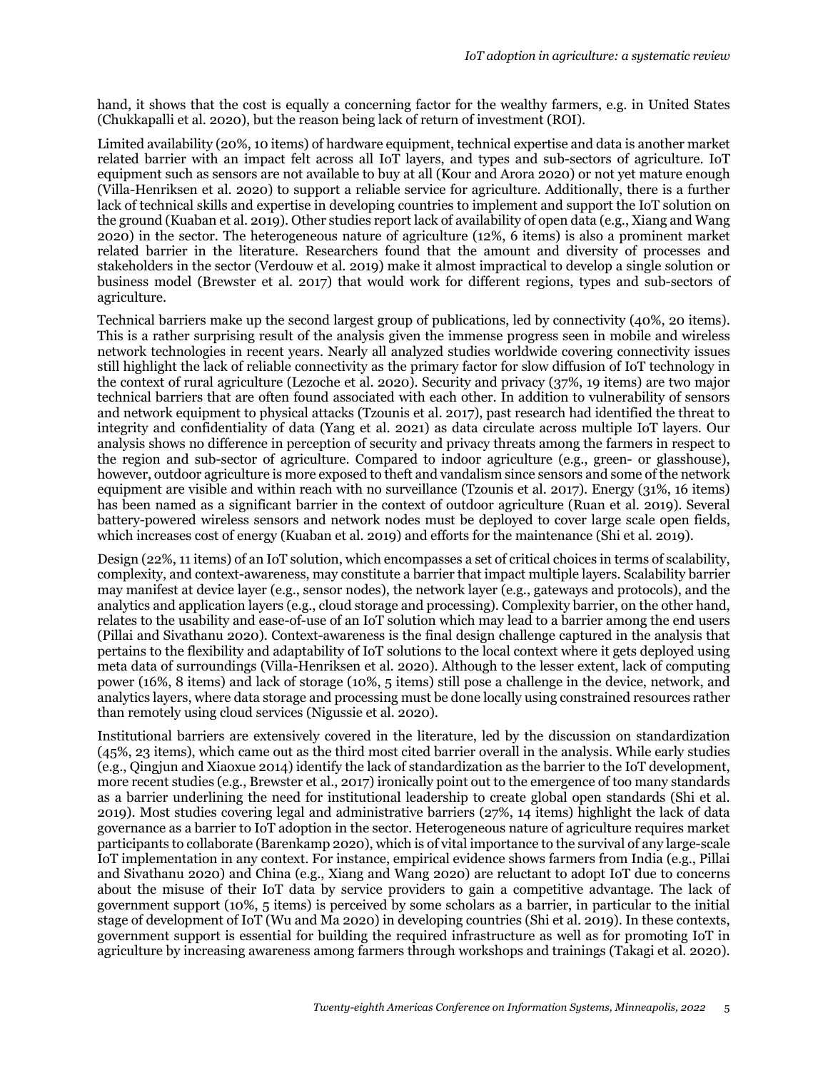hand, it shows that the cost is equally a concerning factor for the wealthy farmers, e.g. in United States (Chukkapalli et al. 2020), but the reason being lack of return of investment (ROI).

Limited availability (20%, 10 items) of hardware equipment, technical expertise and data is another market related barrier with an impact felt across all IoT layers, and types and sub-sectors of agriculture. IoT equipment such as sensors are not available to buy at all (Kour and Arora 2020) or not yet mature enough (Villa-Henriksen et al. 2020) to support a reliable service for agriculture. Additionally, there is a further lack of technical skills and expertise in developing countries to implement and support the IoT solution on the ground (Kuaban et al. 2019). Other studies report lack of availability of open data (e.g., Xiang and Wang 2020) in the sector. The heterogeneous nature of agriculture (12%, 6 items) is also a prominent market related barrier in the literature. Researchers found that the amount and diversity of processes and stakeholders in the sector (Verdouw et al. 2019) make it almost impractical to develop a single solution or business model (Brewster et al. 2017) that would work for different regions, types and sub-sectors of agriculture.

Technical barriers make up the second largest group of publications, led by connectivity (40%, 20 items). This is a rather surprising result of the analysis given the immense progress seen in mobile and wireless network technologies in recent years. Nearly all analyzed studies worldwide covering connectivity issues still highlight the lack of reliable connectivity as the primary factor for slow diffusion of IoT technology in the context of rural agriculture (Lezoche et al. 2020). Security and privacy (37%, 19 items) are two major technical barriers that are often found associated with each other. In addition to vulnerability of sensors and network equipment to physical attacks (Tzounis et al. 2017), past research had identified the threat to integrity and confidentiality of data (Yang et al. 2021) as data circulate across multiple IoT layers. Our analysis shows no difference in perception of security and privacy threats among the farmers in respect to the region and sub-sector of agriculture. Compared to indoor agriculture (e.g., green- or glasshouse), however, outdoor agriculture is more exposed to theft and vandalism since sensors and some of the network equipment are visible and within reach with no surveillance (Tzounis et al. 2017). Energy (31%, 16 items) has been named as a significant barrier in the context of outdoor agriculture (Ruan et al. 2019). Several battery-powered wireless sensors and network nodes must be deployed to cover large scale open fields, which increases cost of energy (Kuaban et al. 2019) and efforts for the maintenance (Shi et al. 2019).

Design (22%, 11 items) of an IoT solution, which encompasses a set of critical choices in terms of scalability, complexity, and context-awareness, may constitute a barrier that impact multiple layers. Scalability barrier may manifest at device layer (e.g., sensor nodes), the network layer (e.g., gateways and protocols), and the analytics and application layers (e.g., cloud storage and processing). Complexity barrier, on the other hand, relates to the usability and ease-of-use of an IoT solution which may lead to a barrier among the end users (Pillai and Sivathanu 2020). Context-awareness is the final design challenge captured in the analysis that pertains to the flexibility and adaptability of IoT solutions to the local context where it gets deployed using meta data of surroundings (Villa-Henriksen et al. 2020). Although to the lesser extent, lack of computing power (16%, 8 items) and lack of storage (10%, 5 items) still pose a challenge in the device, network, and analytics layers, where data storage and processing must be done locally using constrained resources rather than remotely using cloud services (Nigussie et al. 2020).

Institutional barriers are extensively covered in the literature, led by the discussion on standardization (45%, 23 items), which came out as the third most cited barrier overall in the analysis. While early studies (e.g., Qingjun and Xiaoxue 2014) identify the lack of standardization as the barrier to the IoT development, more recent studies (e.g., Brewster et al., 2017) ironically point out to the emergence of too many standards as a barrier underlining the need for institutional leadership to create global open standards (Shi et al. 2019). Most studies covering legal and administrative barriers (27%, 14 items) highlight the lack of data governance as a barrier to IoT adoption in the sector. Heterogeneous nature of agriculture requires market participants to collaborate (Barenkamp 2020), which is of vital importance to the survival of any large-scale IoT implementation in any context. For instance, empirical evidence shows farmers from India (e.g., Pillai and Sivathanu 2020) and China (e.g., Xiang and Wang 2020) are reluctant to adopt IoT due to concerns about the misuse of their IoT data by service providers to gain a competitive advantage. The lack of government support (10%, 5 items) is perceived by some scholars as a barrier, in particular to the initial stage of development of IoT (Wu and Ma 2020) in developing countries (Shi et al. 2019). In these contexts, government support is essential for building the required infrastructure as well as for promoting IoT in agriculture by increasing awareness among farmers through workshops and trainings (Takagi et al. 2020).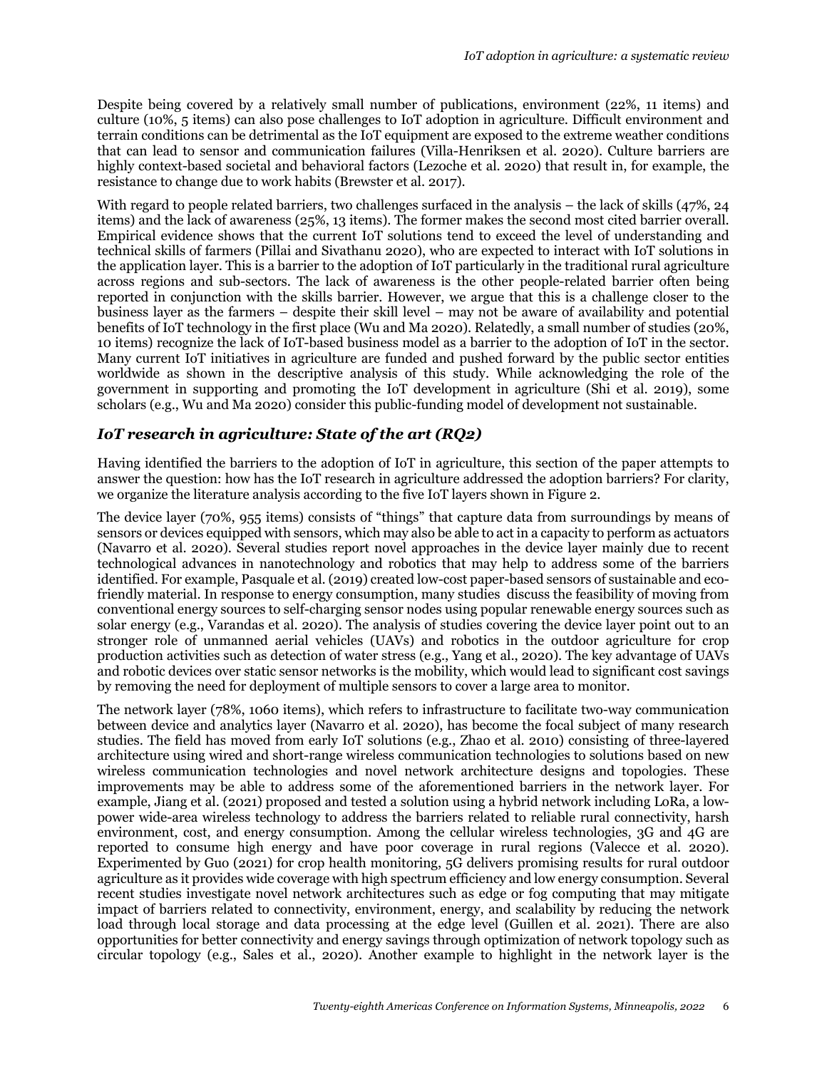Despite being covered by a relatively small number of publications, environment (22%, 11 items) and culture (10%, 5 items) can also pose challenges to IoT adoption in agriculture. Difficult environment and terrain conditions can be detrimental as the IoT equipment are exposed to the extreme weather conditions that can lead to sensor and communication failures (Villa-Henriksen et al. 2020). Culture barriers are highly context-based societal and behavioral factors (Lezoche et al. 2020) that result in, for example, the resistance to change due to work habits (Brewster et al. 2017).

With regard to people related barriers, two challenges surfaced in the analysis – the lack of skills (47%, 24 items) and the lack of awareness (25%, 13 items). The former makes the second most cited barrier overall. Empirical evidence shows that the current IoT solutions tend to exceed the level of understanding and technical skills of farmers (Pillai and Sivathanu 2020), who are expected to interact with IoT solutions in the application layer. This is a barrier to the adoption of IoT particularly in the traditional rural agriculture across regions and sub-sectors. The lack of awareness is the other people-related barrier often being reported in conjunction with the skills barrier. However, we argue that this is a challenge closer to the business layer as the farmers – despite their skill level – may not be aware of availability and potential benefits of IoT technology in the first place (Wu and Ma 2020). Relatedly, a small number of studies (20%, 10 items) recognize the lack of IoT-based business model as a barrier to the adoption of IoT in the sector. Many current IoT initiatives in agriculture are funded and pushed forward by the public sector entities worldwide as shown in the descriptive analysis of this study. While acknowledging the role of the government in supporting and promoting the IoT development in agriculture (Shi et al. 2019), some scholars (e.g., Wu and Ma 2020) consider this public-funding model of development not sustainable.

## *IoT research in agriculture: State of the art (RQ2)*

Having identified the barriers to the adoption of IoT in agriculture, this section of the paper attempts to answer the question: how has the IoT research in agriculture addressed the adoption barriers? For clarity, we organize the literature analysis according to the five IoT layers shown in Figure 2.

The device layer (70%, 955 items) consists of "things" that capture data from surroundings by means of sensors or devices equipped with sensors, which may also be able to act in a capacity to perform as actuators (Navarro et al. 2020). Several studies report novel approaches in the device layer mainly due to recent technological advances in nanotechnology and robotics that may help to address some of the barriers identified. For example, Pasquale et al. (2019) created low-cost paper-based sensors of sustainable and eco-friendly material. In response to energy consumption, many studies discuss the feasibility of moving from conventional energy sources to self-charging sensor nodes using popular renewable energy sources such as solar energy (e.g., Varandas et al. 2020). The analysis of studies covering the device layer point out to an stronger role of unmanned aerial vehicles (UAVs) and robotics in the outdoor agriculture for crop production activities such as detection of water stress (e.g., Yang et al., 2020). The key advantage of UAVs and robotic devices over static sensor networks is the mobility, which would lead to significant cost savings by removing the need for deployment of multiple sensors to cover a large area to monitor.

The network layer (78%, 1060 items), which refers to infrastructure to facilitate two-way communication between device and analytics layer (Navarro et al. 2020), has become the focal subject of many research studies. The field has moved from early IoT solutions (e.g., Zhao et al. 2010) consisting of three-layered architecture using wired and short-range wireless communication technologies to solutions based on new wireless communication technologies and novel network architecture designs and topologies. These improvements may be able to address some of the aforementioned barriers in the network layer. For example, Jiang et al. (2021) proposed and tested a solution using a hybrid network including LoRa, a low-power wide-area wireless technology to address the barriers related to reliable rural connectivity, harsh environment, cost, and energy consumption. Among the cellular wireless technologies, 3G and 4G are reported to consume high energy and have poor coverage in rural regions (Valecce et al. 2020). Experimented by Guo (2021) for crop health monitoring, 5G delivers promising results for rural outdoor agriculture as it provides wide coverage with high spectrum efficiency and low energy consumption. Several recent studies investigate novel network architectures such as edge or fog computing that may mitigate impact of barriers related to connectivity, environment, energy, and scalability by reducing the network load through local storage and data processing at the edge level (Guillen et al. 2021). There are also opportunities for better connectivity and energy savings through optimization of network topology such as circular topology (e.g., Sales et al., 2020). Another example to highlight in the network layer is the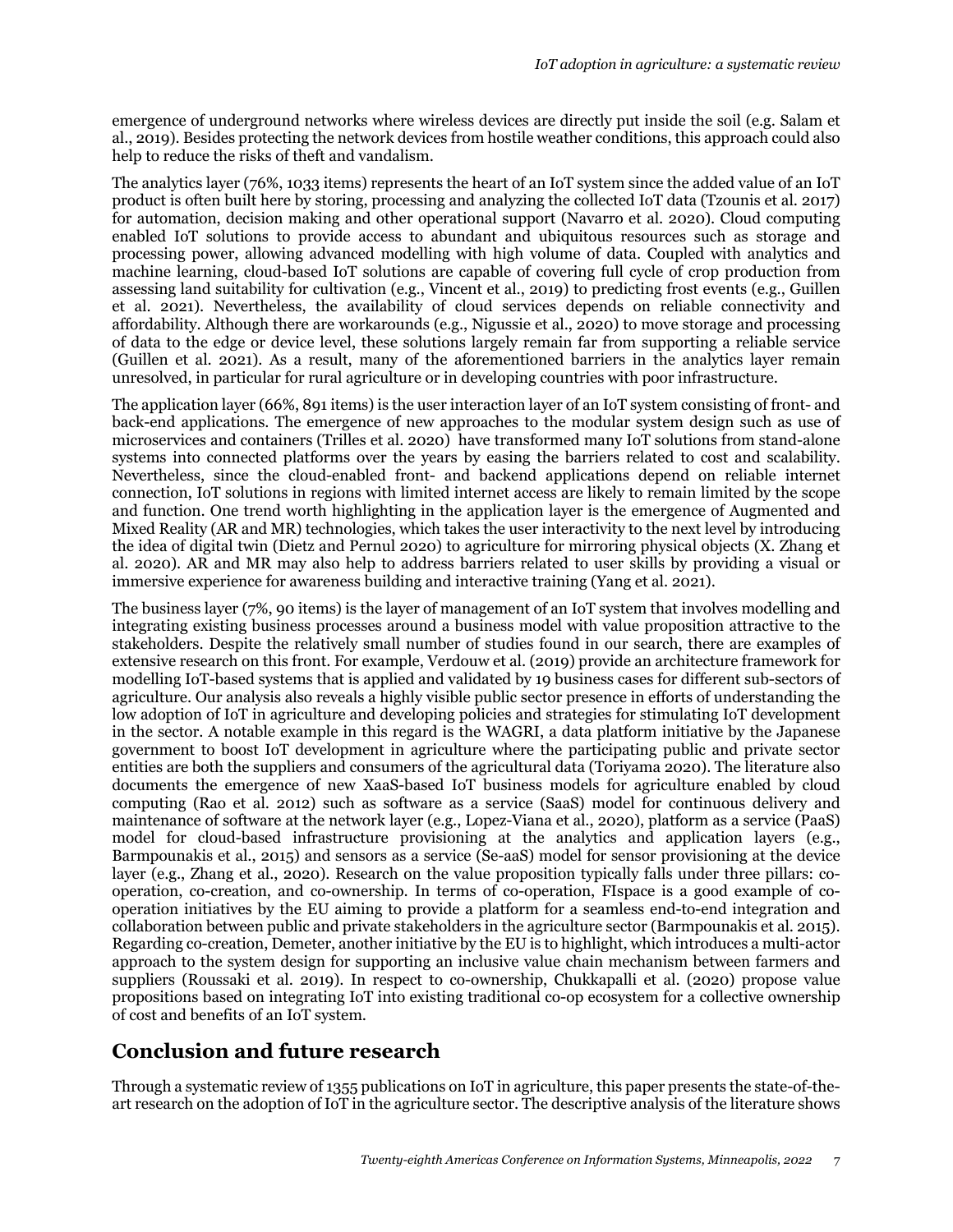emergence of underground networks where wireless devices are directly put inside the soil (e.g. Salam et al., 2019). Besides protecting the network devices from hostile weather conditions, this approach could also help to reduce the risks of theft and vandalism.

The analytics layer (76%, 1033 items) represents the heart of an IoT system since the added value of an IoT product is often built here by storing, processing and analyzing the collected IoT data (Tzounis et al. 2017) for automation, decision making and other operational support (Navarro et al. 2020). Cloud computing enabled IoT solutions to provide access to abundant and ubiquitous resources such as storage and processing power, allowing advanced modelling with high volume of data. Coupled with analytics and machine learning, cloud-based IoT solutions are capable of covering full cycle of crop production from assessing land suitability for cultivation (e.g., Vincent et al., 2019) to predicting frost events (e.g., Guillen et al. 2021). Nevertheless, the availability of cloud services depends on reliable connectivity and affordability. Although there are workarounds (e.g., Nigussie et al., 2020) to move storage and processing of data to the edge or device level, these solutions largely remain far from supporting a reliable service (Guillen et al. 2021). As a result, many of the aforementioned barriers in the analytics layer remain unresolved, in particular for rural agriculture or in developing countries with poor infrastructure.

The application layer (66%, 891 items) is the user interaction layer of an IoT system consisting of front- and back-end applications. The emergence of new approaches to the modular system design such as use of microservices and containers (Trilles et al. 2020) have transformed many IoT solutions from stand-alone systems into connected platforms over the years by easing the barriers related to cost and scalability. Nevertheless, since the cloud-enabled front- and backend applications depend on reliable internet connection, IoT solutions in regions with limited internet access are likely to remain limited by the scope and function. One trend worth highlighting in the application layer is the emergence of Augmented and Mixed Reality (AR and MR) technologies, which takes the user interactivity to the next level by introducing the idea of digital twin (Dietz and Pernul 2020) to agriculture for mirroring physical objects (X. Zhang et al. 2020). AR and MR may also help to address barriers related to user skills by providing a visual or immersive experience for awareness building and interactive training (Yang et al. 2021).

The business layer (7%, 90 items) is the layer of management of an IoT system that involves modelling and integrating existing business processes around a business model with value proposition attractive to the stakeholders. Despite the relatively small number of studies found in our search, there are examples of extensive research on this front. For example, Verdouw et al. (2019) provide an architecture framework for modelling IoT-based systems that is applied and validated by 19 business cases for different sub-sectors of agriculture. Our analysis also reveals a highly visible public sector presence in efforts of understanding the low adoption of IoT in agriculture and developing policies and strategies for stimulating IoT development in the sector. A notable example in this regard is the WAGRI, a data platform initiative by the Japanese government to boost IoT development in agriculture where the participating public and private sector entities are both the suppliers and consumers of the agricultural data (Toriyama 2020). The literature also documents the emergence of new XaaS-based IoT business models for agriculture enabled by cloud computing (Rao et al. 2012) such as software as a service (SaaS) model for continuous delivery and maintenance of software at the network layer (e.g., Lopez-Viana et al., 2020), platform as a service (PaaS) model for cloud-based infrastructure provisioning at the analytics and application layers (e.g., Barmpounakis et al., 2015) and sensors as a service (Se-aaS) model for sensor provisioning at the device layer (e.g., Zhang et al., 2020). Research on the value proposition typically falls under three pillars: co-operation, co-creation, and co-ownership. In terms of co-operation, FIspace is a good example of co-operation initiatives by the EU aiming to provide a platform for a seamless end-to-end integration and collaboration between public and private stakeholders in the agriculture sector (Barmpounakis et al. 2015). Regarding co-creation, Demeter, another initiative by the EU is to highlight, which introduces a multi-actor approach to the system design for supporting an inclusive value chain mechanism between farmers and suppliers (Roussaki et al. 2019). In respect to co-ownership, Chukkapalli et al. (2020) propose value propositions based on integrating IoT into existing traditional co-op ecosystem for a collective ownership of cost and benefits of an IoT system.

## Conclusion and future research

Through a systematic review of 1355 publications on IoT in agriculture, this paper presents the state-of-the-art research on the adoption of IoT in the agriculture sector. The descriptive analysis of the literature shows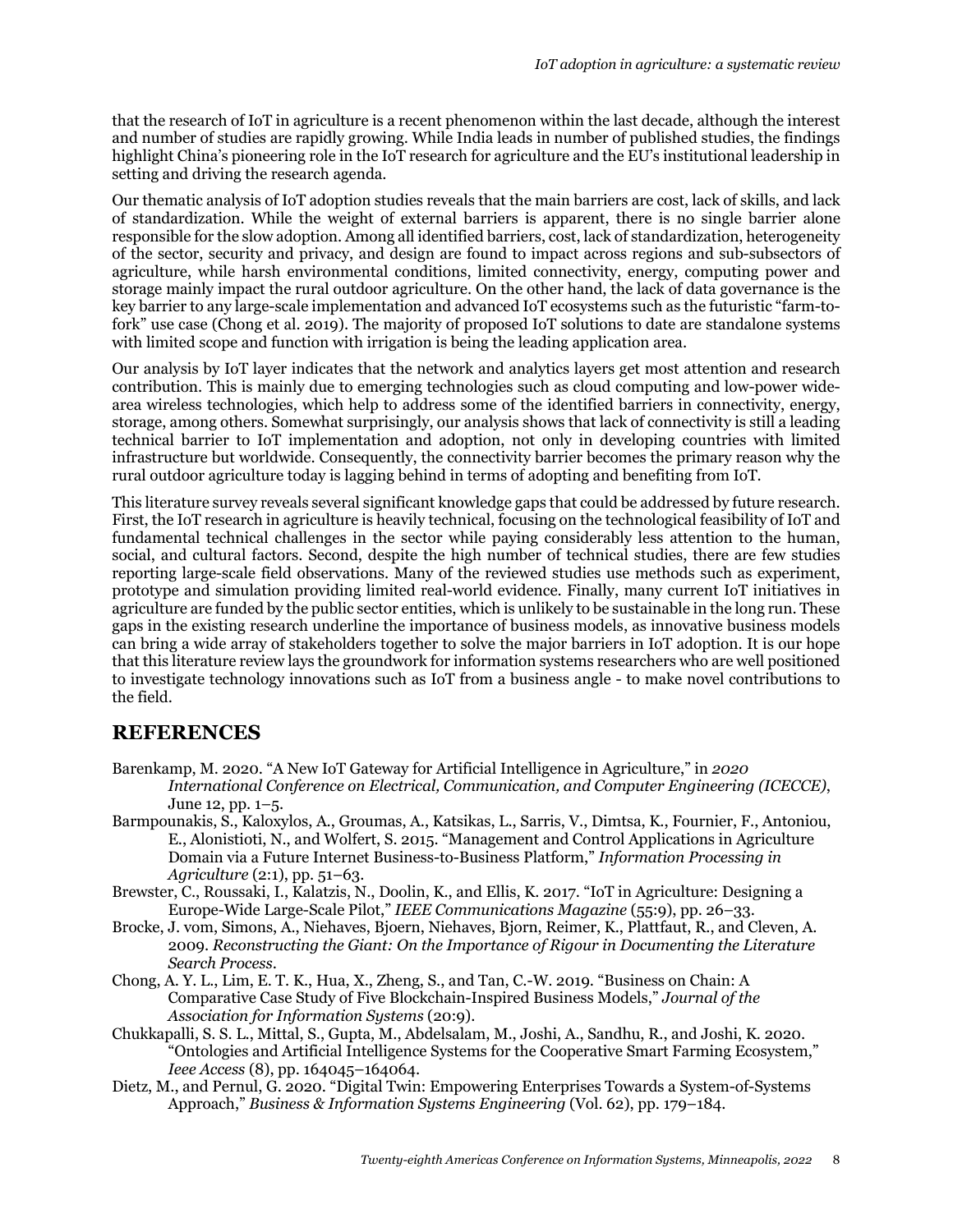that the research of IoT in agriculture is a recent phenomenon within the last decade, although the interest and number of studies are rapidly growing. While India leads in number of published studies, the findings highlight China's pioneering role in the IoT research for agriculture and the EU's institutional leadership in setting and driving the research agenda.

Our thematic analysis of IoT adoption studies reveals that the main barriers are cost, lack of skills, and lack of standardization. While the weight of external barriers is apparent, there is no single barrier alone responsible for the slow adoption. Among all identified barriers, cost, lack of standardization, heterogeneity of the sector, security and privacy, and design are found to impact across regions and sub-subsectors of agriculture, while harsh environmental conditions, limited connectivity, energy, computing power and storage mainly impact the rural outdoor agriculture. On the other hand, the lack of data governance is the key barrier to any large-scale implementation and advanced IoT ecosystems such as the futuristic "farm-to-fork" use case (Chong et al. 2019). The majority of proposed IoT solutions to date are standalone systems with limited scope and function with irrigation is being the leading application area.

Our analysis by IoT layer indicates that the network and analytics layers get most attention and research contribution. This is mainly due to emerging technologies such as cloud computing and low-power wide-area wireless technologies, which help to address some of the identified barriers in connectivity, energy, storage, among others. Somewhat surprisingly, our analysis shows that lack of connectivity is still a leading technical barrier to IoT implementation and adoption, not only in developing countries with limited infrastructure but worldwide. Consequently, the connectivity barrier becomes the primary reason why the rural outdoor agriculture today is lagging behind in terms of adopting and benefiting from IoT.

This literature survey reveals several significant knowledge gaps that could be addressed by future research. First, the IoT research in agriculture is heavily technical, focusing on the technological feasibility of IoT and fundamental technical challenges in the sector while paying considerably less attention to the human, social, and cultural factors. Second, despite the high number of technical studies, there are few studies reporting large-scale field observations. Many of the reviewed studies use methods such as experiment, prototype and simulation providing limited real-world evidence. Finally, many current IoT initiatives in agriculture are funded by the public sector entities, which is unlikely to be sustainable in the long run. These gaps in the existing research underline the importance of business models, as innovative business models can bring a wide array of stakeholders together to solve the major barriers in IoT adoption. It is our hope that this literature review lays the groundwork for information systems researchers who are well positioned to investigate technology innovations such as IoT from a business angle - to make novel contributions to the field.

## REFERENCES

Barenkamp, M. 2020. "A New IoT Gateway for Artificial Intelligence in Agriculture," in *2020 International Conference on Electrical, Communication, and Computer Engineering (ICECCE)*, June 12, pp. 1–5.

Barmpounakis, S., Kaloxylos, A., Groumas, A., Katsikas, L., Sarris, V., Dimtsa, K., Fournier, F., Antoniou, E., Alonistioti, N., and Wolfert, S. 2015. "Management and Control Applications in Agriculture Domain via a Future Internet Business-to-Business Platform," *Information Processing in Agriculture* (2:1), pp. 51–63.

Brewster, C., Roussaki, I., Kalatzis, N., Doolin, K., and Ellis, K. 2017. "IoT in Agriculture: Designing a Europe-Wide Large-Scale Pilot," *IEEE Communications Magazine* (55:9), pp. 26–33.

Brocke, J. vom, Simons, A., Niehaves, Bjoern, Niehaves, Bjorn, Reimer, K., Plattfaut, R., and Cleven, A. 2009. *Reconstructing the Giant: On the Importance of Rigour in Documenting the Literature Search Process*.

Chong, A. Y. L., Lim, E. T. K., Hua, X., Zheng, S., and Tan, C.-W. 2019. "Business on Chain: A Comparative Case Study of Five Blockchain-Inspired Business Models," *Journal of the Association for Information Systems* (20:9).

Chukkapalli, S. S. L., Mittal, S., Gupta, M., Abdelsalam, M., Joshi, A., Sandhu, R., and Joshi, K. 2020. "Ontologies and Artificial Intelligence Systems for the Cooperative Smart Farming Ecosystem," *Ieee Access* (8), pp. 164045–164064.

Dietz, M., and Pernul, G. 2020. "Digital Twin: Empowering Enterprises Towards a System-of-Systems Approach," *Business & Information Systems Engineering* (Vol. 62), pp. 179–184.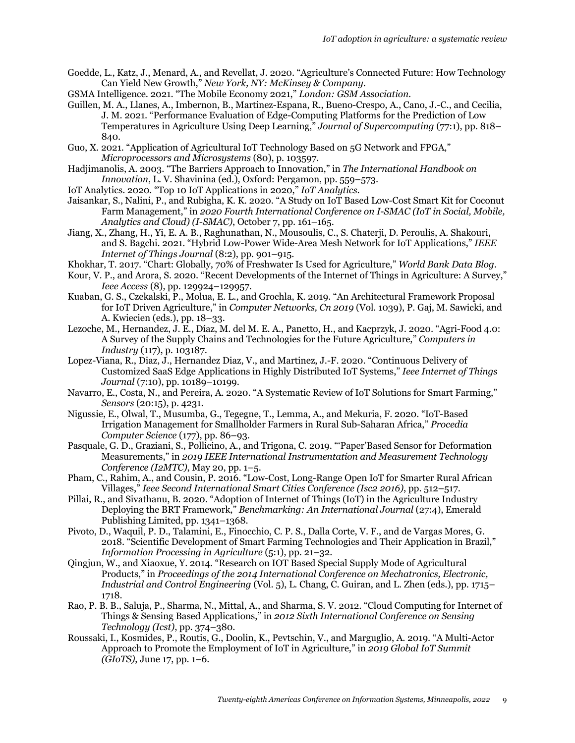Goedde, L., Katz, J., Menard, A., and Revellat, J. 2020. "Agriculture's Connected Future: How Technology Can Yield New Growth," *New York, NY: McKinsey & Company*.

GSMA Intelligence. 2021. "The Mobile Economy 2021," *London: GSM Association*.

Guillen, M. A., Llanes, A., Imbernon, B., Martinez-Espana, R., Bueno-Crespo, A., Cano, J.-C., and Cecilia, J. M. 2021. "Performance Evaluation of Edge-Computing Platforms for the Prediction of Low Temperatures in Agriculture Using Deep Learning," *Journal of Supercomputing* (77:1), pp. 818–840.

Guo, X. 2021. "Application of Agricultural IoT Technology Based on 5G Network and FPGA," *Microprocessors and Microsystems* (80), p. 103597.

Hadjimanolis, A. 2003. "The Barriers Approach to Innovation," in *The International Handbook on Innovation*, L. V. Shavinina (ed.), Oxford: Pergamon, pp. 559–573.

IoT Analytics. 2020. "Top 10 IoT Applications in 2020," *IoT Analytics*.

Jaisankar, S., Nalini, P., and Rubigha, K. K. 2020. "A Study on IoT Based Low-Cost Smart Kit for Coconut Farm Management," in *2020 Fourth International Conference on I-SMAC (IoT in Social, Mobile, Analytics and Cloud) (I-SMAC)*, October 7, pp. 161–165.

Jiang, X., Zhang, H., Yi, E. A. B., Raghunathan, N., Mousoulis, C., S. Chaterji, D. Peroulis, A. Shakouri, and S. Bagchi. 2021. "Hybrid Low-Power Wide-Area Mesh Network for IoT Applications," *IEEE Internet of Things Journal* (8:2), pp. 901–915.

Khokhar, T. 2017. "Chart: Globally, 70% of Freshwater Is Used for Agriculture," *World Bank Data Blog*.

Kour, V. P., and Arora, S. 2020. "Recent Developments of the Internet of Things in Agriculture: A Survey," *Ieee Access* (8), pp. 129924–129957.

Kuaban, G. S., Czekalski, P., Molua, E. L., and Grochla, K. 2019. "An Architectural Framework Proposal for IoT Driven Agriculture," in *Computer Networks, Cn 2019* (Vol. 1039), P. Gaj, M. Sawicki, and A. Kwiecien (eds.), pp. 18–33.

Lezoche, M., Hernandez, J. E., Díaz, M. del M. E. A., Panetto, H., and Kacprzyk, J. 2020. "Agri-Food 4.0: A Survey of the Supply Chains and Technologies for the Future Agriculture," *Computers in Industry* (117), p. 103187.

Lopez-Viana, R., Diaz, J., Hernandez Diaz, V., and Martinez, J.-F. 2020. "Continuous Delivery of Customized SaaS Edge Applications in Highly Distributed IoT Systems," *Ieee Internet of Things Journal* (7:10), pp. 10189–10199.

Navarro, E., Costa, N., and Pereira, A. 2020. "A Systematic Review of IoT Solutions for Smart Farming," *Sensors* (20:15), p. 4231.

Nigussie, E., Olwal, T., Musumba, G., Tegegne, T., Lemma, A., and Mekuria, F. 2020. "IoT-Based Irrigation Management for Smallholder Farmers in Rural Sub-Saharan Africa," *Procedia Computer Science* (177), pp. 86–93.

Pasquale, G. D., Graziani, S., Pollicino, A., and Trigona, C. 2019. "'Paper'Based Sensor for Deformation Measurements," in *2019 IEEE International Instrumentation and Measurement Technology Conference (I2MTC)*, May 20, pp. 1–5.

Pham, C., Rahim, A., and Cousin, P. 2016. "Low-Cost, Long-Range Open IoT for Smarter Rural African Villages," *Ieee Second International Smart Cities Conference (Isc2 2016)*, pp. 512–517.

Pillai, R., and Sivathanu, B. 2020. "Adoption of Internet of Things (IoT) in the Agriculture Industry Deploying the BRT Framework," *Benchmarking: An International Journal* (27:4), Emerald Publishing Limited, pp. 1341–1368.

Pivoto, D., Waquil, P. D., Talamini, E., Finocchio, C. P. S., Dalla Corte, V. F., and de Vargas Mores, G. 2018. "Scientific Development of Smart Farming Technologies and Their Application in Brazil," *Information Processing in Agriculture* (5:1), pp. 21–32.

Qingjun, W., and Xiaoxue, Y. 2014. "Research on IOT Based Special Supply Mode of Agricultural Products," in *Proceedings of the 2014 International Conference on Mechatronics, Electronic, Industrial and Control Engineering* (Vol. 5), L. Chang, C. Guiran, and L. Zhen (eds.), pp. 1715–1718.

Rao, P. B. B., Saluja, P., Sharma, N., Mittal, A., and Sharma, S. V. 2012. "Cloud Computing for Internet of Things & Sensing Based Applications," in *2012 Sixth International Conference on Sensing Technology (Icst)*, pp. 374–380.

Roussaki, I., Kosmides, P., Routis, G., Doolin, K., Pevtschin, V., and Marguglio, A. 2019. "A Multi-Actor Approach to Promote the Employment of IoT in Agriculture," in *2019 Global IoT Summit (GIoTS)*, June 17, pp. 1–6.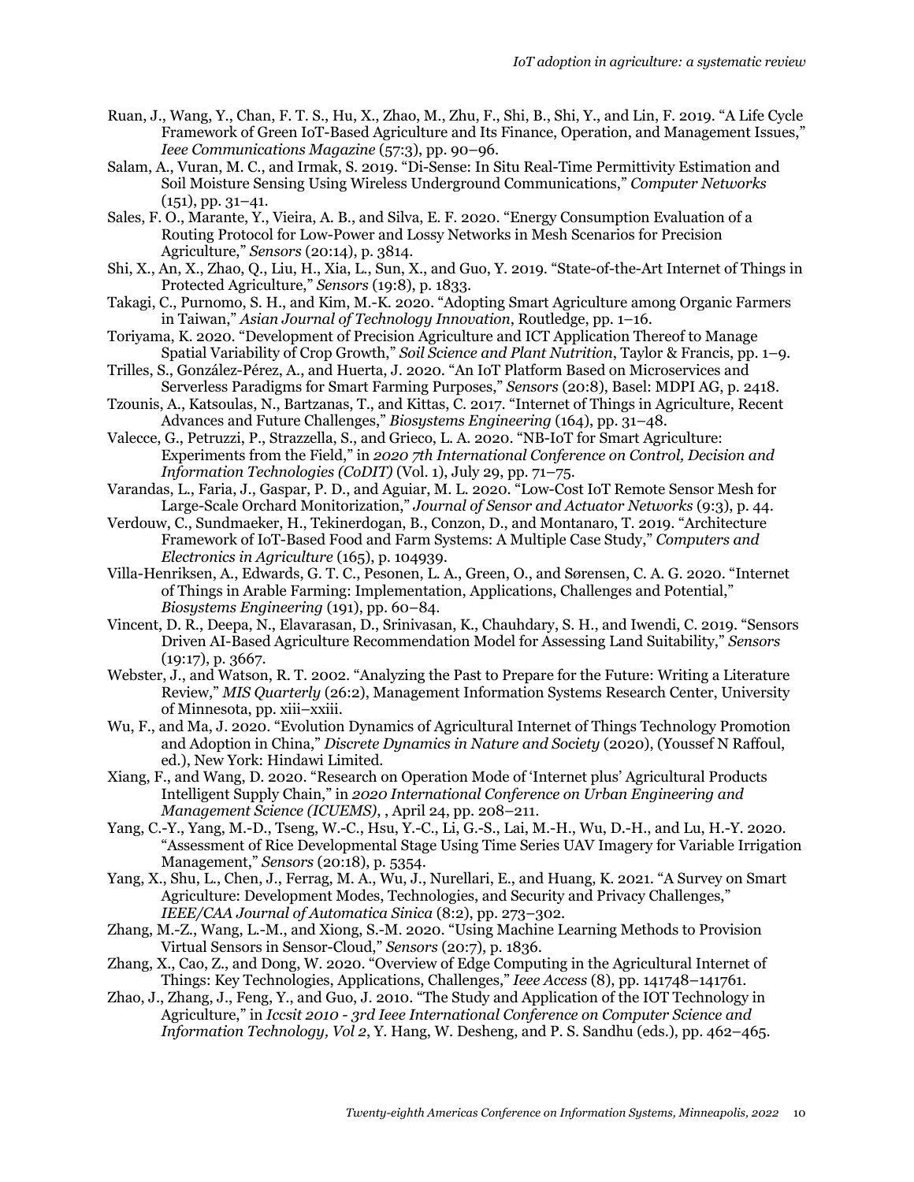Ruan, J., Wang, Y., Chan, F. T. S., Hu, X., Zhao, M., Zhu, F., Shi, B., Shi, Y., and Lin, F. 2019. "A Life Cycle Framework of Green IoT-Based Agriculture and Its Finance, Operation, and Management Issues," *Ieee Communications Magazine* (57:3), pp. 90–96.

Salam, A., Vuran, M. C., and Irmak, S. 2019. "Di-Sense: In Situ Real-Time Permittivity Estimation and Soil Moisture Sensing Using Wireless Underground Communications," *Computer Networks* (151), pp. 31–41.

Sales, F. O., Marante, Y., Vieira, A. B., and Silva, E. F. 2020. "Energy Consumption Evaluation of a Routing Protocol for Low-Power and Lossy Networks in Mesh Scenarios for Precision Agriculture," *Sensors* (20:14), p. 3814.

Shi, X., An, X., Zhao, Q., Liu, H., Xia, L., Sun, X., and Guo, Y. 2019. "State-of-the-Art Internet of Things in Protected Agriculture," *Sensors* (19:8), p. 1833.

Takagi, C., Purnomo, S. H., and Kim, M.-K. 2020. "Adopting Smart Agriculture among Organic Farmers in Taiwan," *Asian Journal of Technology Innovation*, Routledge, pp. 1–16.

Toriyama, K. 2020. "Development of Precision Agriculture and ICT Application Thereof to Manage Spatial Variability of Crop Growth," *Soil Science and Plant Nutrition*, Taylor & Francis, pp. 1–9.

Trilles, S., González-Pérez, A., and Huerta, J. 2020. "An IoT Platform Based on Microservices and Serverless Paradigms for Smart Farming Purposes," *Sensors* (20:8), Basel: MDPI AG, p. 2418.

Tzounis, A., Katsoulas, N., Bartzanas, T., and Kittas, C. 2017. "Internet of Things in Agriculture, Recent Advances and Future Challenges," *Biosystems Engineering* (164), pp. 31–48.

Valecce, G., Petruzzi, P., Strazzella, S., and Grieco, L. A. 2020. "NB-IoT for Smart Agriculture: Experiments from the Field," in *2020 7th International Conference on Control, Decision and Information Technologies (CoDIT)* (Vol. 1), July 29, pp. 71–75.

Varandas, L., Faria, J., Gaspar, P. D., and Aguiar, M. L. 2020. "Low-Cost IoT Remote Sensor Mesh for Large-Scale Orchard Monitorization," *Journal of Sensor and Actuator Networks* (9:3), p. 44.

Verdouw, C., Sundmaeker, H., Tekinerdogan, B., Conzon, D., and Montanaro, T. 2019. "Architecture Framework of IoT-Based Food and Farm Systems: A Multiple Case Study," *Computers and Electronics in Agriculture* (165), p. 104939.

Villa-Henriksen, A., Edwards, G. T. C., Pesonen, L. A., Green, O., and Sørensen, C. A. G. 2020. "Internet of Things in Arable Farming: Implementation, Applications, Challenges and Potential," *Biosystems Engineering* (191), pp. 60–84.

Vincent, D. R., Deepa, N., Elavarasan, D., Srinivasan, K., Chauhdary, S. H., and Iwendi, C. 2019. "Sensors Driven AI-Based Agriculture Recommendation Model for Assessing Land Suitability," *Sensors* (19:17), p. 3667.

Webster, J., and Watson, R. T. 2002. "Analyzing the Past to Prepare for the Future: Writing a Literature Review," *MIS Quarterly* (26:2), Management Information Systems Research Center, University of Minnesota, pp. xiii–xxiii.

Wu, F., and Ma, J. 2020. "Evolution Dynamics of Agricultural Internet of Things Technology Promotion and Adoption in China," *Discrete Dynamics in Nature and Society* (2020), (Youssef N Raffoul, ed.), New York: Hindawi Limited.

Xiang, F., and Wang, D. 2020. "Research on Operation Mode of 'Internet plus' Agricultural Products Intelligent Supply Chain," in *2020 International Conference on Urban Engineering and Management Science (ICUEMS)*, , April 24, pp. 208–211.

Yang, C.-Y., Yang, M.-D., Tseng, W.-C., Hsu, Y.-C., Li, G.-S., Lai, M.-H., Wu, D.-H., and Lu, H.-Y. 2020. "Assessment of Rice Developmental Stage Using Time Series UAV Imagery for Variable Irrigation Management," *Sensors* (20:18), p. 5354.

Yang, X., Shu, L., Chen, J., Ferrag, M. A., Wu, J., Nurellari, E., and Huang, K. 2021. "A Survey on Smart Agriculture: Development Modes, Technologies, and Security and Privacy Challenges," *IEEE/CAA Journal of Automatica Sinica* (8:2), pp. 273–302.

Zhang, M.-Z., Wang, L.-M., and Xiong, S.-M. 2020. "Using Machine Learning Methods to Provision Virtual Sensors in Sensor-Cloud," *Sensors* (20:7), p. 1836.

Zhang, X., Cao, Z., and Dong, W. 2020. "Overview of Edge Computing in the Agricultural Internet of Things: Key Technologies, Applications, Challenges," *Ieee Access* (8), pp. 141748–141761.

Zhao, J., Zhang, J., Feng, Y., and Guo, J. 2010. "The Study and Application of the IOT Technology in Agriculture," in *Iccsit 2010 - 3rd Ieee International Conference on Computer Science and Information Technology, Vol 2*, Y. Hang, W. Desheng, and P. S. Sandhu (eds.), pp. 462–465.